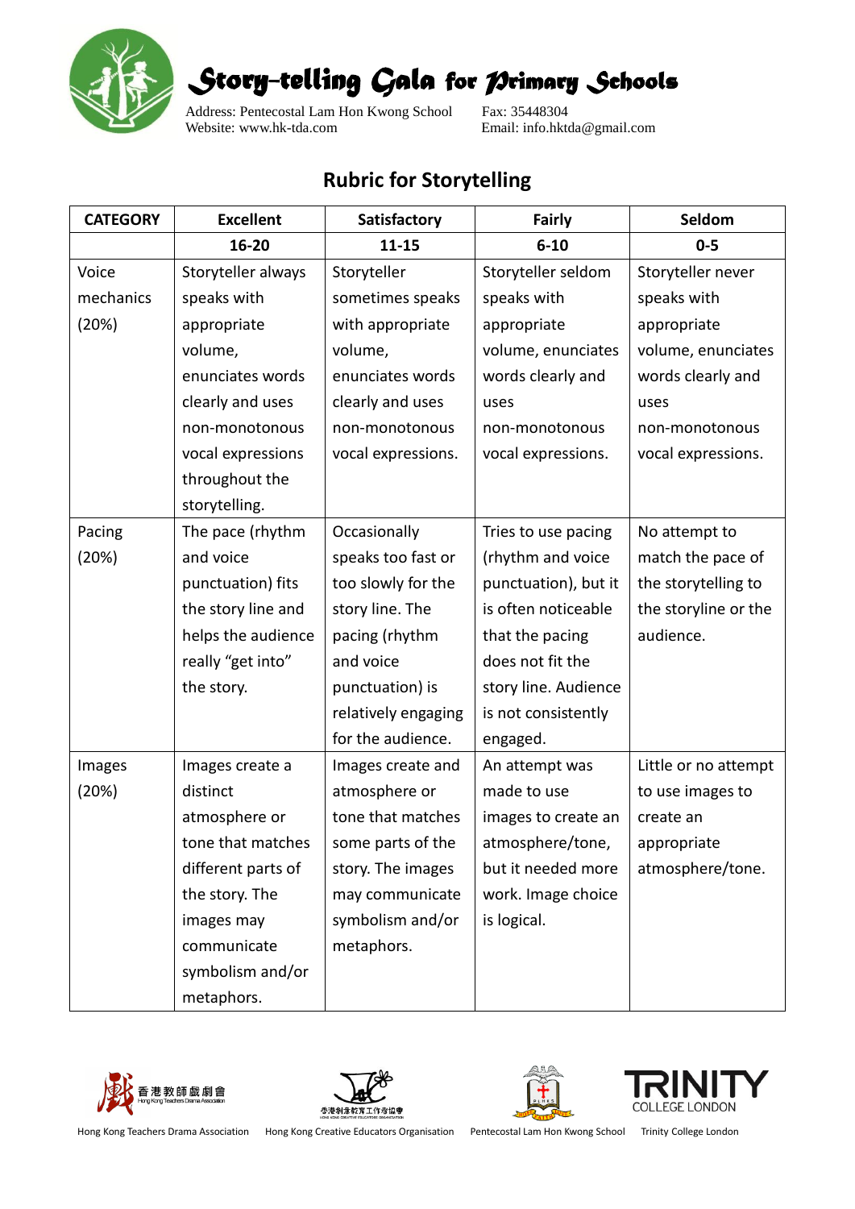# Story-telling Gala for Primary Schools

Address: Pentecostal Lam Hon Kwong School
Website: www.hk-tda.com

Fax: 35448304
Email: info.hktda@gmail.com

## Rubric for Storytelling

| CATEGORY | Excellent | Satisfactory | Fairly | Seldom |
|---|---|---|---|---|
| | 16-20 | 11-15 | 6-10 | 0-5 |
| Voice mechanics (20%) | Storyteller always speaks with appropriate volume, enunciates words clearly and uses non-monotonous vocal expressions throughout the storytelling. | Storyteller sometimes speaks with appropriate volume, enunciates words clearly and uses non-monotonous vocal expressions. | Storyteller seldom speaks with appropriate volume, enunciates words clearly and uses non-monotonous vocal expressions. | Storyteller never speaks with appropriate volume, enunciates words clearly and uses non-monotonous vocal expressions. |
| Pacing (20%) | The pace (rhythm and voice punctuation) fits the story line and helps the audience really "get into" the story. | Occasionally speaks too fast or too slowly for the story line. The pacing (rhythm and voice punctuation) is relatively engaging for the audience. | Tries to use pacing (rhythm and voice punctuation), but it is often noticeable that the pacing does not fit the story line. Audience is not consistently engaged. | No attempt to match the pace of the storytelling to the storyline or the audience. |
| Images (20%) | Images create a distinct atmosphere or tone that matches different parts of the story. The images may communicate symbolism and/or metaphors. | Images create and atmosphere or tone that matches some parts of the story. The images may communicate symbolism and/or metaphors. | An attempt was made to use images to create an atmosphere/tone, but it needed more work. Image choice is logical. | Little or no attempt to use images to create an appropriate atmosphere/tone. |

Hong Kong Teachers Drama Association | Hong Kong Creative Educators Organisation | Pentecostal Lam Hon Kwong School | Trinity College London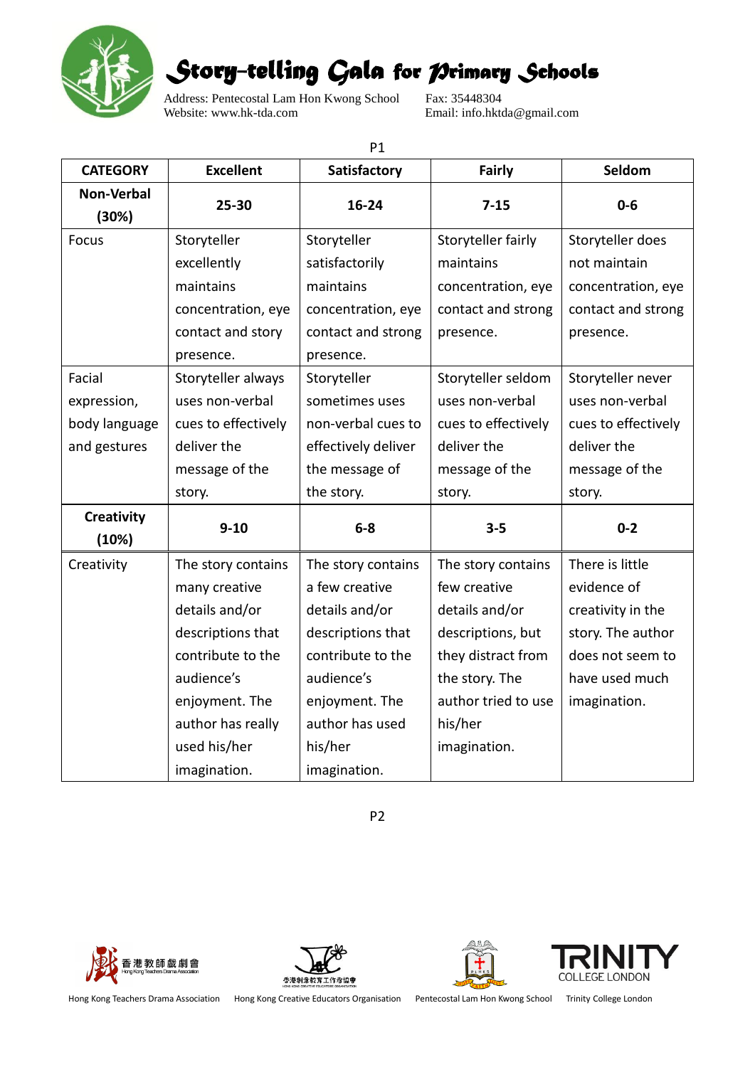# Story-telling Gala for Primary Schools

Address: Pentecostal Lam Hon Kwong School
Website: www.hk-tda.com

Fax: 35448304
Email: info.hktda@gmail.com

P1

| CATEGORY | Excellent | Satisfactory | Fairly | Seldom |
|---|---|---|---|---|
| **Non-Verbal (30%)** | **25-30** | **16-24** | **7-15** | **0-6** |
| Focus | Storyteller excellently maintains concentration, eye contact and story presence. | Storyteller satisfactorily maintains concentration, eye contact and strong presence. | Storyteller fairly maintains concentration, eye contact and strong presence. | Storyteller does not maintain concentration, eye contact and strong presence. |
| Facial expression, body language and gestures | Storyteller always uses non-verbal cues to effectively deliver the message of the story. | Storyteller sometimes uses non-verbal cues to effectively deliver the message of the story. | Storyteller seldom uses non-verbal cues to effectively deliver the message of the story. | Storyteller never uses non-verbal cues to effectively deliver the message of the story. |
| **Creativity (10%)** | **9-10** | **6-8** | **3-5** | **0-2** |
| Creativity | The story contains many creative details and/or descriptions that contribute to the audience's enjoyment. The author has really used his/her imagination. | The story contains a few creative details and/or descriptions that contribute to the audience's enjoyment. The author has used his/her imagination. | The story contains few creative details and/or descriptions, but they distract from the story. The author tried to use his/her imagination. | There is little evidence of creativity in the story. The author does not seem to have used much imagination. |

P2

Hong Kong Teachers Drama Association　Hong Kong Creative Educators Organisation　Pentecostal Lam Hon Kwong School　Trinity College London